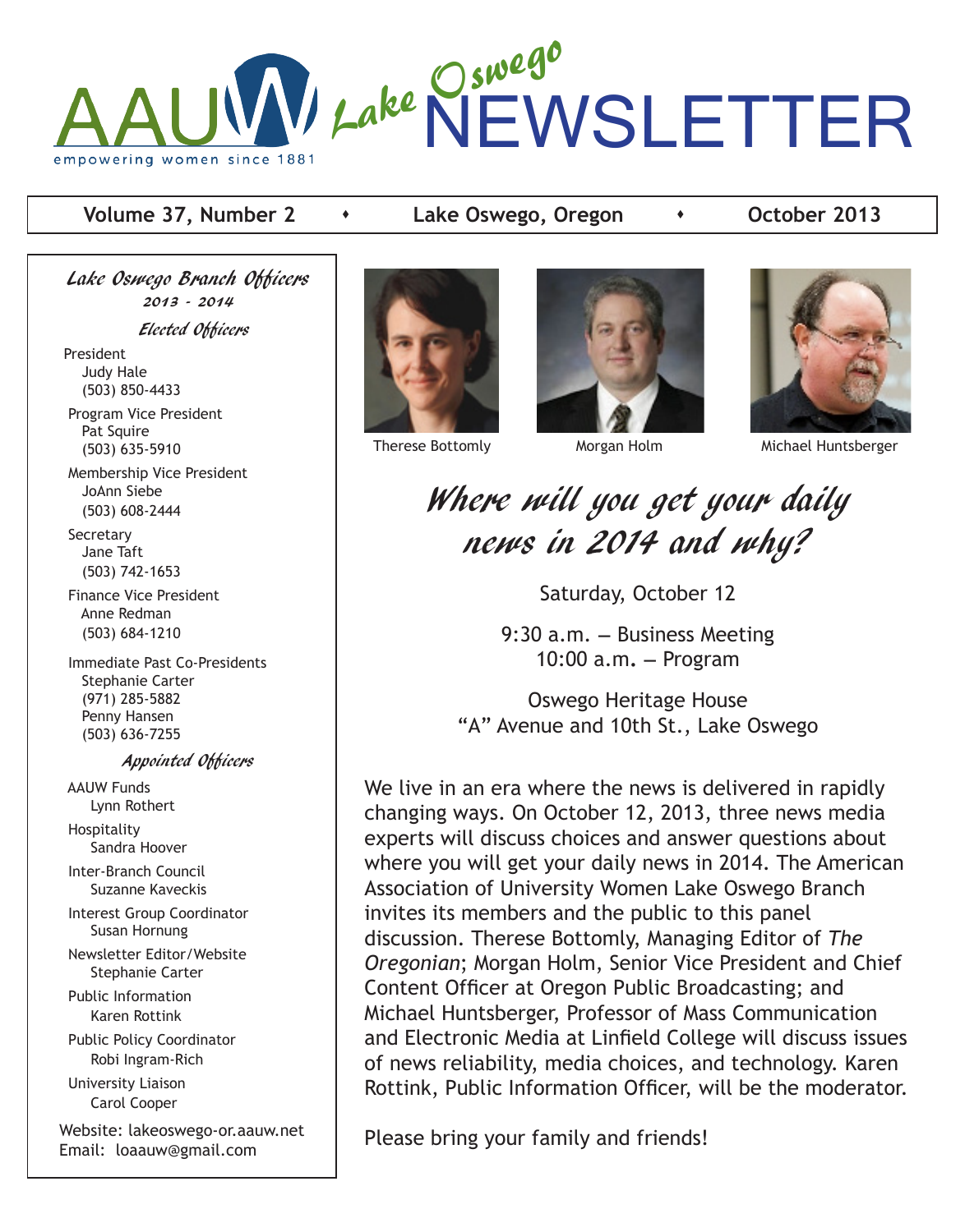# AAUW Lake Oswego NEWSLETTER

empowering women since 1881

**Volume 37, Number 2** • **Lake Oswego, Oregon** • **October 2013**

## *Lake Oswego Branch Officers*

*2013 - 2014*

### *Elected Officers*

President
Judy Hale
(503) 850-4433

Program Vice President
Pat Squire
(503) 635-5910

Membership Vice President
JoAnn Siebe
(503) 608-2444

Secretary
Jane Taft
(503) 742-1653

Finance Vice President
Anne Redman
(503) 684-1210

Immediate Past Co-Presidents
Stephanie Carter
(971) 285-5882
Penny Hansen
(503) 636-7255

### *Appointed Officers*

AAUW Funds
Lynn Rothert

Hospitality
Sandra Hoover

Inter-Branch Council
Suzanne Kaveckis

Interest Group Coordinator
Susan Hornung

Newsletter Editor/Website
Stephanie Carter

Public Information
Karen Rottink

Public Policy Coordinator
Robi Ingram-Rich

University Liaison
Carol Cooper

Website: lakeoswego-or.aauw.net
Email: loaauw@gmail.com

Therese Bottomly — Morgan Holm — Michael Huntsberger

## *Where will you get your daily news in 2014 and why?*

Saturday, October 12

9:30 a.m. – Business Meeting
10:00 a.m. – Program

Oswego Heritage House
"A" Avenue and 10th St., Lake Oswego

We live in an era where the news is delivered in rapidly changing ways. On October 12, 2013, three news media experts will discuss choices and answer questions about where you will get your daily news in 2014. The American Association of University Women Lake Oswego Branch invites its members and the public to this panel discussion. Therese Bottomly, Managing Editor of *The Oregonian*; Morgan Holm, Senior Vice President and Chief Content Officer at Oregon Public Broadcasting; and Michael Huntsberger, Professor of Mass Communication and Electronic Media at Linfield College will discuss issues of news reliability, media choices, and technology. Karen Rottink, Public Information Officer, will be the moderator.

Please bring your family and friends!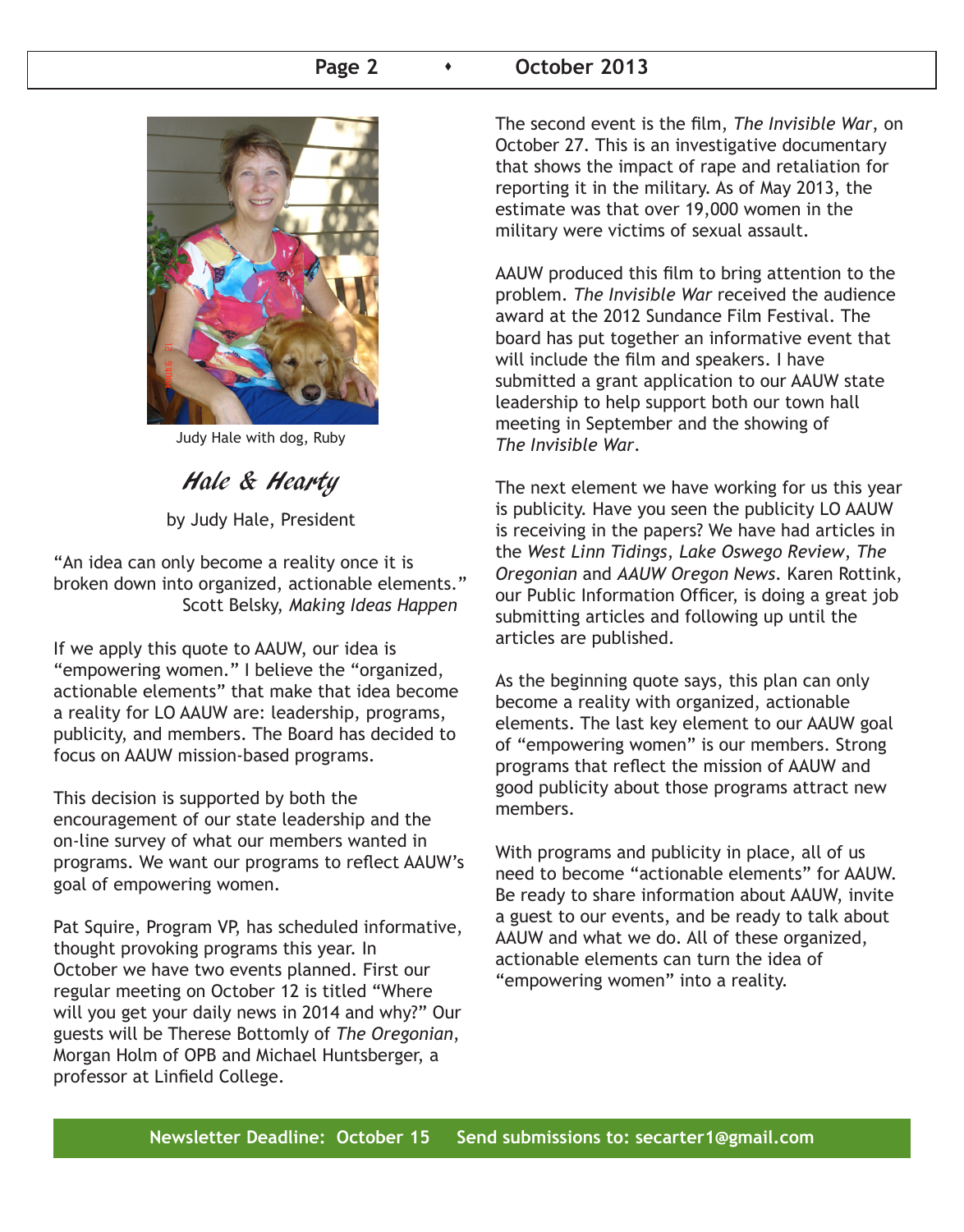Judy Hale with dog, Ruby

## *Hale & Hearty*

by Judy Hale, President

"An idea can only become a reality once it is broken down into organized, actionable elements."
Scott Belsky, *Making Ideas Happen*

If we apply this quote to AAUW, our idea is "empowering women." I believe the "organized, actionable elements" that make that idea become a reality for LO AAUW are: leadership, programs, publicity, and members. The Board has decided to focus on AAUW mission-based programs.

This decision is supported by both the encouragement of our state leadership and the on-line survey of what our members wanted in programs. We want our programs to reflect AAUW's goal of empowering women.

Pat Squire, Program VP, has scheduled informative, thought provoking programs this year. In October we have two events planned. First our regular meeting on October 12 is titled "Where will you get your daily news in 2014 and why?" Our guests will be Therese Bottomly of *The Oregonian*, Morgan Holm of OPB and Michael Huntsberger, a professor at Linfield College.

The second event is the film, *The Invisible War*, on October 27. This is an investigative documentary that shows the impact of rape and retaliation for reporting it in the military. As of May 2013, the estimate was that over 19,000 women in the military were victims of sexual assault.

AAUW produced this film to bring attention to the problem. *The Invisible War* received the audience award at the 2012 Sundance Film Festival. The board has put together an informative event that will include the film and speakers. I have submitted a grant application to our AAUW state leadership to help support both our town hall meeting in September and the showing of *The Invisible War*.

The next element we have working for us this year is publicity. Have you seen the publicity LO AAUW is receiving in the papers? We have had articles in the *West Linn Tidings*, *Lake Oswego Review*, *The Oregonian* and *AAUW Oregon News*. Karen Rottink, our Public Information Officer, is doing a great job submitting articles and following up until the articles are published.

As the beginning quote says, this plan can only become a reality with organized, actionable elements. The last key element to our AAUW goal of "empowering women" is our members. Strong programs that reflect the mission of AAUW and good publicity about those programs attract new members.

With programs and publicity in place, all of us need to become "actionable elements" for AAUW. Be ready to share information about AAUW, invite a guest to our events, and be ready to talk about AAUW and what we do. All of these organized, actionable elements can turn the idea of "empowering women" into a reality.

**Newsletter Deadline: October 15 Send submissions to: secarter1@gmail.com**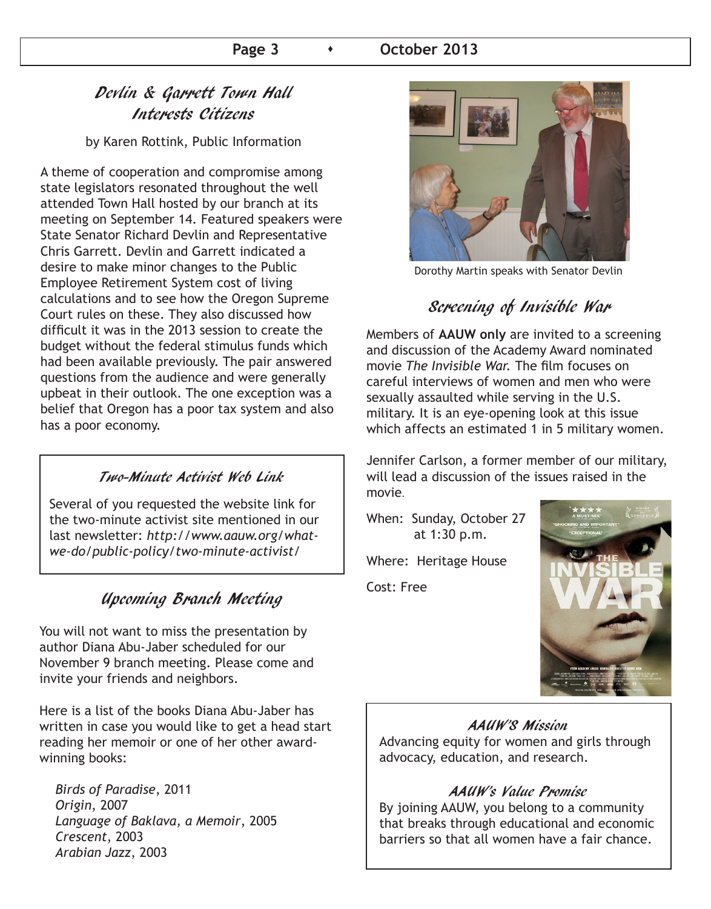## Devlin & Garrett Town Hall Interests Citizens

by Karen Rottink, Public Information

A theme of cooperation and compromise among state legislators resonated throughout the well attended Town Hall hosted by our branch at its meeting on September 14. Featured speakers were State Senator Richard Devlin and Representative Chris Garrett. Devlin and Garrett indicated a desire to make minor changes to the Public Employee Retirement System cost of living calculations and to see how the Oregon Supreme Court rules on these. They also discussed how difficult it was in the 2013 session to create the budget without the federal stimulus funds which had been available previously. The pair answered questions from the audience and were generally upbeat in their outlook. The one exception was a belief that Oregon has a poor tax system and also has a poor economy.

### Two-Minute Activist Web Link

Several of you requested the website link for the two-minute activist site mentioned in our last newsletter: *http://www.aauw.org/what-we-do/public-policy/two-minute-activist/*

## Upcoming Branch Meeting

You will not want to miss the presentation by author Diana Abu-Jaber scheduled for our November 9 branch meeting. Please come and invite your friends and neighbors.

Here is a list of the books Diana Abu-Jaber has written in case you would like to get a head start reading her memoir or one of her other award-winning books:

*Birds of Paradise*, 2011
*Origin*, 2007
*Language of Baklava, a Memoir*, 2005
*Crescent*, 2003
*Arabian Jazz*, 2003

Dorothy Martin speaks with Senator Devlin

## Screening of Invisible War

Members of **AAUW only** are invited to a screening and discussion of the Academy Award nominated movie *The Invisible War*. The film focuses on careful interviews of women and men who were sexually assaulted while serving in the U.S. military. It is an eye-opening look at this issue which affects an estimated 1 in 5 military women.

Jennifer Carlson, a former member of our military, will lead a discussion of the issues raised in the movie.

When: Sunday, October 27 at 1:30 p.m.

Where: Heritage House

Cost: Free

### AAUW'S Mission

Advancing equity for women and girls through advocacy, education, and research.

### AAUW's Value Promise

By joining AAUW, you belong to a community that breaks through educational and economic barriers so that all women have a fair chance.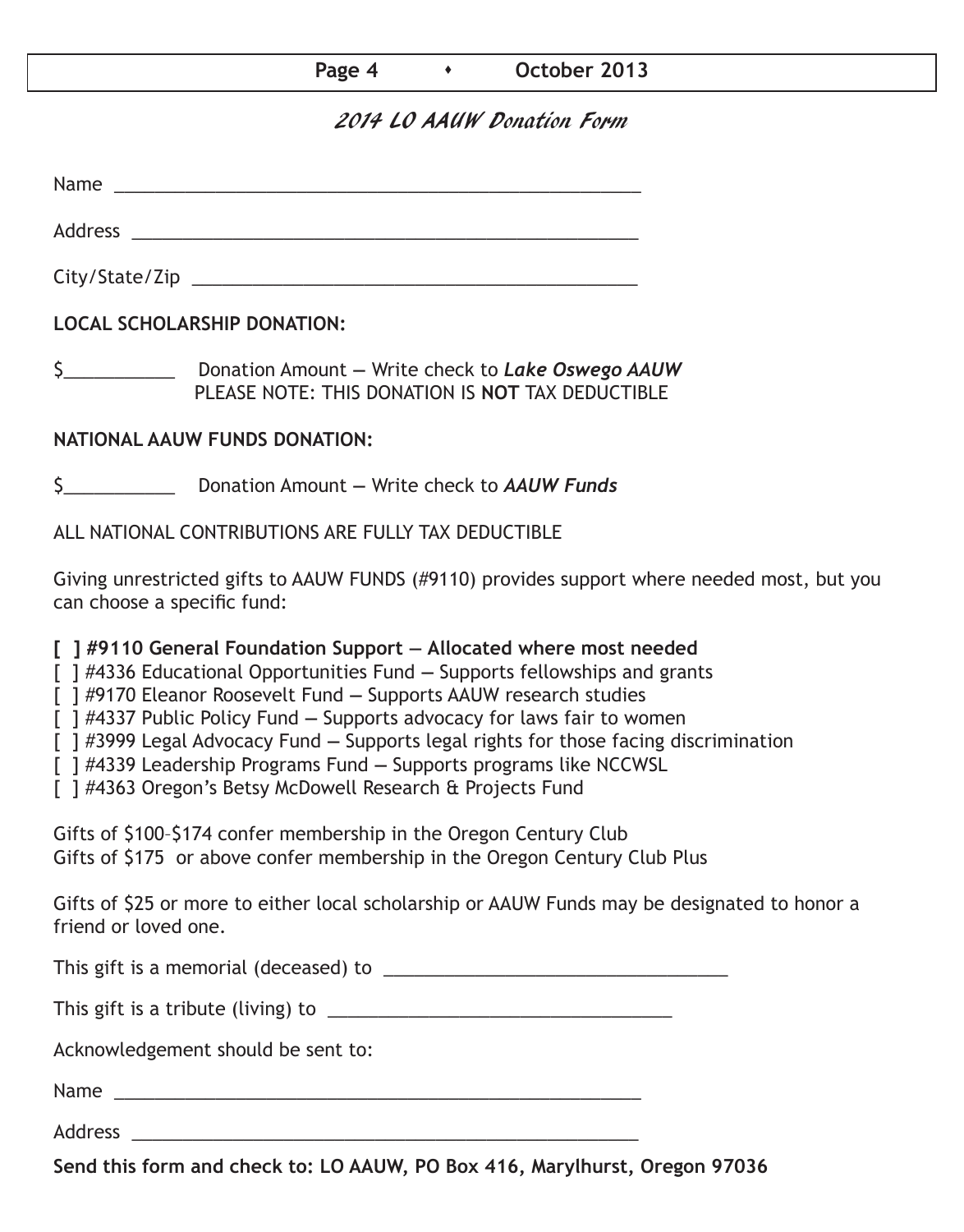## *2014 LO AAUW Donation Form*

Name ____________________________________________________

Address __________________________________________________

City/State/Zip ______________________________________________

**LOCAL SCHOLARSHIP DONATION:**

$___________ Donation Amount — Write check to ***Lake Oswego AAUW***
PLEASE NOTE: THIS DONATION IS **NOT** TAX DEDUCTIBLE

**NATIONAL AAUW FUNDS DONATION:**

$___________ Donation Amount — Write check to ***AAUW Funds***

ALL NATIONAL CONTRIBUTIONS ARE FULLY TAX DEDUCTIBLE

Giving unrestricted gifts to AAUW FUNDS (#9110) provides support where needed most, but you can choose a specific fund:

**[ ] #9110 General Foundation Support — Allocated where most needed**
[ ] #4336 Educational Opportunities Fund — Supports fellowships and grants
[ ] #9170 Eleanor Roosevelt Fund — Supports AAUW research studies
[ ] #4337 Public Policy Fund — Supports advocacy for laws fair to women
[ ] #3999 Legal Advocacy Fund — Supports legal rights for those facing discrimination
[ ] #4339 Leadership Programs Fund — Supports programs like NCCWSL
[ ] #4363 Oregon's Betsy McDowell Research & Projects Fund

Gifts of $100–$174 confer membership in the Oregon Century Club
Gifts of $175 or above confer membership in the Oregon Century Club Plus

Gifts of $25 or more to either local scholarship or AAUW Funds may be designated to honor a friend or loved one.

This gift is a memorial (deceased) to ________________________________

This gift is a tribute (living) to ________________________________

Acknowledgement should be sent to:

Name ____________________________________________________

Address __________________________________________________

**Send this form and check to: LO AAUW, PO Box 416, Marylhurst, Oregon 97036**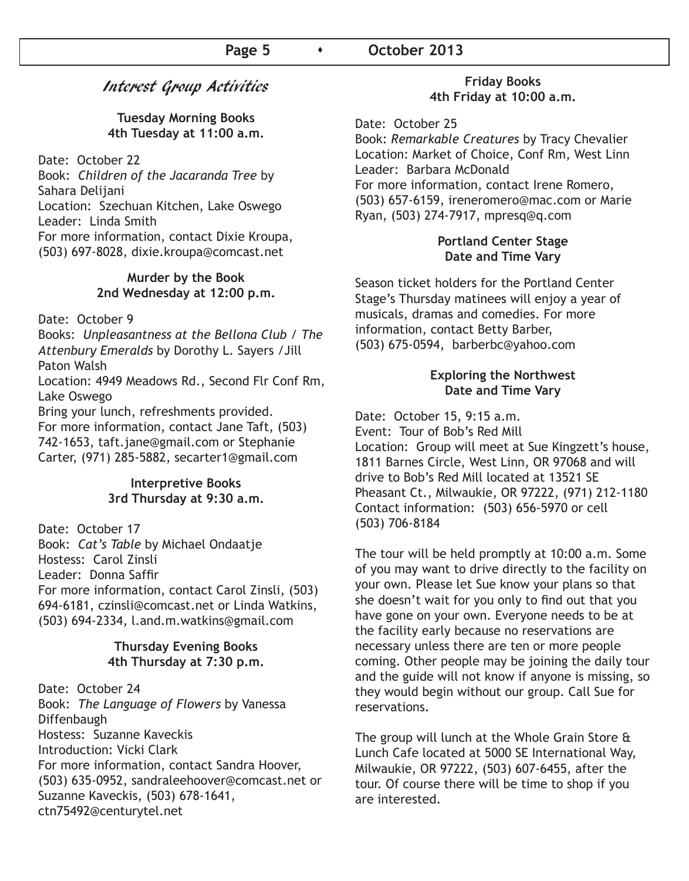# Interest Group Activities

### Tuesday Morning Books
**4th Tuesday at 11:00 a.m.**

Date: October 22
Book: *Children of the Jacaranda Tree* by Sahara Delijani
Location: Szechuan Kitchen, Lake Oswego
Leader: Linda Smith
For more information, contact Dixie Kroupa, (503) 697-8028, dixie.kroupa@comcast.net

### Murder by the Book
**2nd Wednesday at 12:00 p.m.**

Date: October 9
Books: *Unpleasantness at the Bellona Club* / *The Attenbury Emeralds* by Dorothy L. Sayers / Jill Paton Walsh
Location: 4949 Meadows Rd., Second Flr Conf Rm, Lake Oswego
Bring your lunch, refreshments provided.
For more information, contact Jane Taft, (503) 742-1653, taft.jane@gmail.com or Stephanie Carter, (971) 285-5882, secarter1@gmail.com

### Interpretive Books
**3rd Thursday at 9:30 a.m.**

Date: October 17
Book: *Cat's Table* by Michael Ondaatje
Hostess: Carol Zinsli
Leader: Donna Saffir
For more information, contact Carol Zinsli, (503) 694-6181, czinsli@comcast.net or Linda Watkins, (503) 694-2334, l.and.m.watkins@gmail.com

### Thursday Evening Books
**4th Thursday at 7:30 p.m.**

Date: October 24
Book: *The Language of Flowers* by Vanessa Diffenbaugh
Hostess: Suzanne Kaveckis
Introduction: Vicki Clark
For more information, contact Sandra Hoover, (503) 635-0952, sandraleehoover@comcast.net or Suzanne Kaveckis, (503) 678-1641, ctn75492@centurytel.net

### Friday Books
**4th Friday at 10:00 a.m.**

Date: October 25
Book: *Remarkable Creatures* by Tracy Chevalier
Location: Market of Choice, Conf Rm, West Linn
Leader: Barbara McDonald
For more information, contact Irene Romero, (503) 657-6159, ireneromero@mac.com or Marie Ryan, (503) 274-7917, mpresq@q.com

### Portland Center Stage
**Date and Time Vary**

Season ticket holders for the Portland Center Stage's Thursday matinees will enjoy a year of musicals, dramas and comedies. For more information, contact Betty Barber, (503) 675-0594, barberbc@yahoo.com

### Exploring the Northwest
**Date and Time Vary**

Date: October 15, 9:15 a.m.
Event: Tour of Bob's Red Mill
Location: Group will meet at Sue Kingzett's house, 1811 Barnes Circle, West Linn, OR 97068 and will drive to Bob's Red Mill located at 13521 SE Pheasant Ct., Milwaukie, OR 97222, (971) 212-1180
Contact information: (503) 656-5970 or cell (503) 706-8184

The tour will be held promptly at 10:00 a.m. Some of you may want to drive directly to the facility on your own. Please let Sue know your plans so that she doesn't wait for you only to find out that you have gone on your own. Everyone needs to be at the facility early because no reservations are necessary unless there are ten or more people coming. Other people may be joining the daily tour and the guide will not know if anyone is missing, so they would begin without our group. Call Sue for reservations.

The group will lunch at the Whole Grain Store & Lunch Cafe located at 5000 SE International Way, Milwaukie, OR 97222, (503) 607-6455, after the tour. Of course there will be time to shop if you are interested.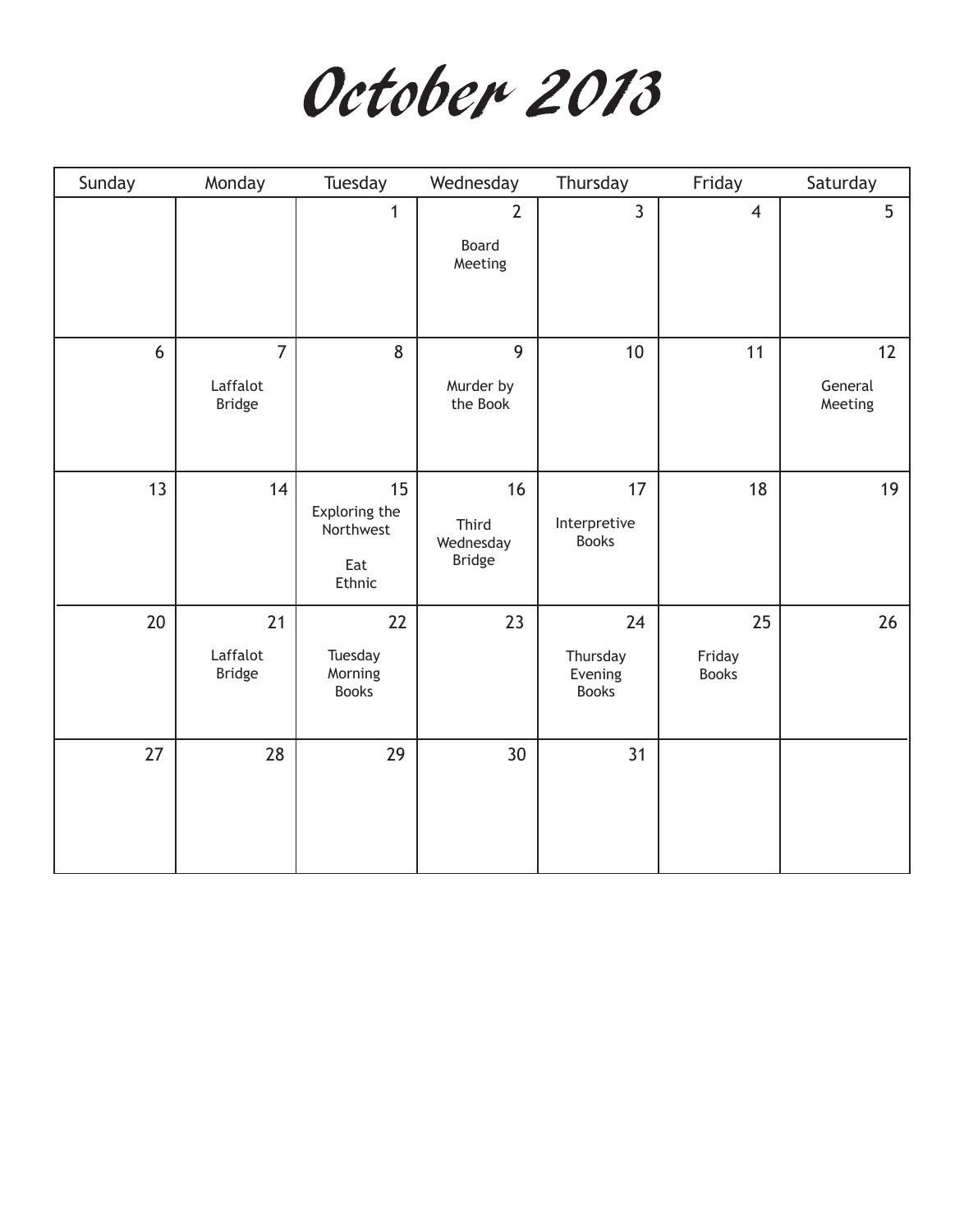# October 2013

| Sunday | Monday | Tuesday | Wednesday | Thursday | Friday | Saturday |
| --- | --- | --- | --- | --- | --- | --- |
| | | 1 | 2<br>Board Meeting | 3 | 4 | 5 |
| 6 | 7<br>Laffalot Bridge | 8 | 9<br>Murder by the Book | 10 | 11 | 12<br>General Meeting |
| 13 | 14 | 15<br>Exploring the Northwest<br>Eat Ethnic | 16<br>Third Wednesday Bridge | 17<br>Interpretive Books | 18 | 19 |
| 20 | 21<br>Laffalot Bridge | 22<br>Tuesday Morning Books | 23 | 24<br>Thursday Evening Books | 25<br>Friday Books | 26 |
| 27 | 28 | 29 | 30 | 31 | | |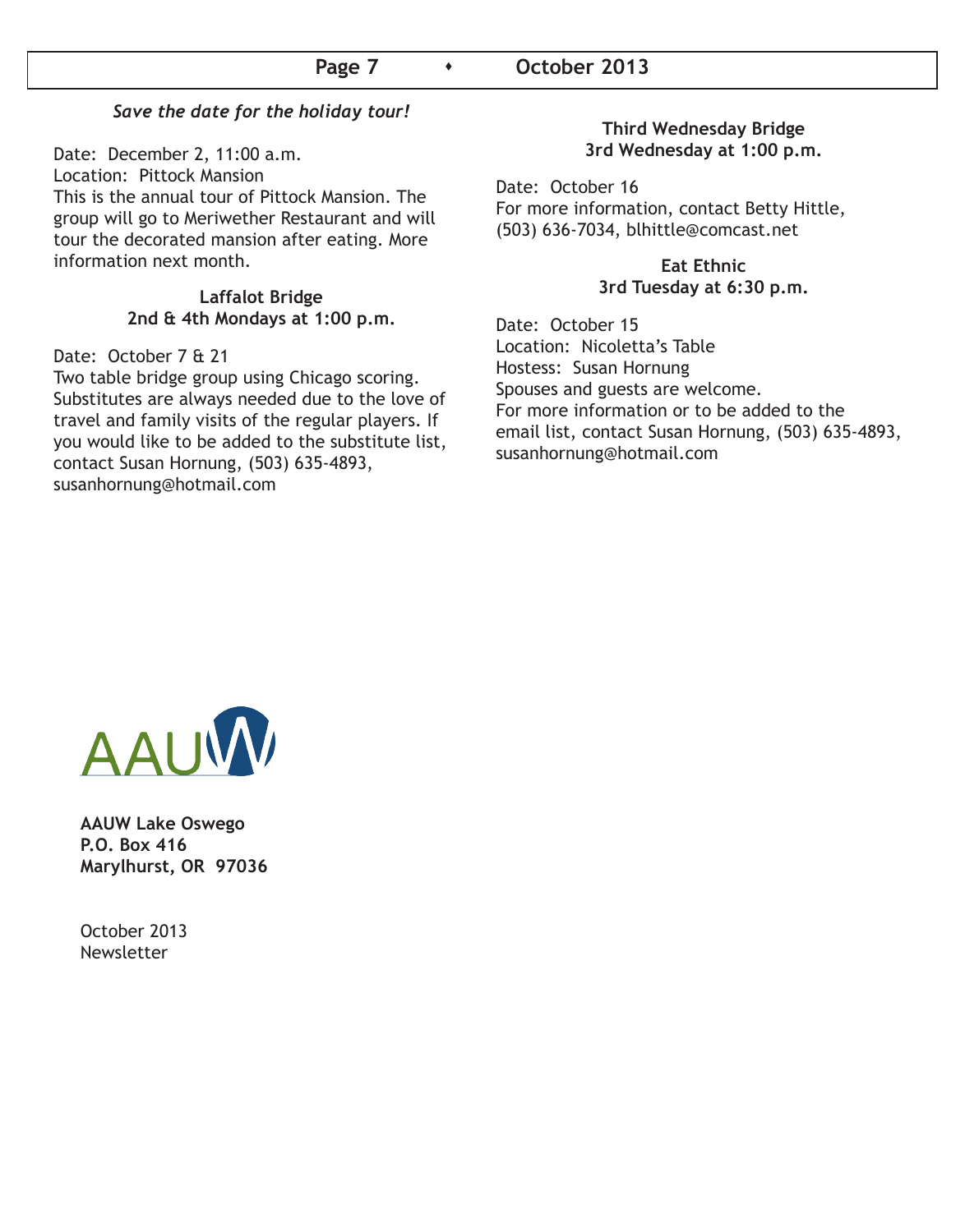*Save the date for the holiday tour!*

Date: December 2, 11:00 a.m.
Location: Pittock Mansion
This is the annual tour of Pittock Mansion. The group will go to Meriwether Restaurant and will tour the decorated mansion after eating. More information next month.

### Laffalot Bridge
### 2nd & 4th Mondays at 1:00 p.m.

Date: October 7 & 21
Two table bridge group using Chicago scoring. Substitutes are always needed due to the love of travel and family visits of the regular players. If you would like to be added to the substitute list, contact Susan Hornung, (503) 635-4893, susanhornung@hotmail.com

### Third Wednesday Bridge
### 3rd Wednesday at 1:00 p.m.

Date: October 16
For more information, contact Betty Hittle, (503) 636-7034, blhittle@comcast.net

### Eat Ethnic
### 3rd Tuesday at 6:30 p.m.

Date: October 15
Location: Nicoletta's Table
Hostess: Susan Hornung
Spouses and guests are welcome.
For more information or to be added to the email list, contact Susan Hornung, (503) 635-4893, susanhornung@hotmail.com

AAUW

**AAUW Lake Oswego**
**P.O. Box 416**
**Marylhurst, OR 97036**

October 2013
Newsletter